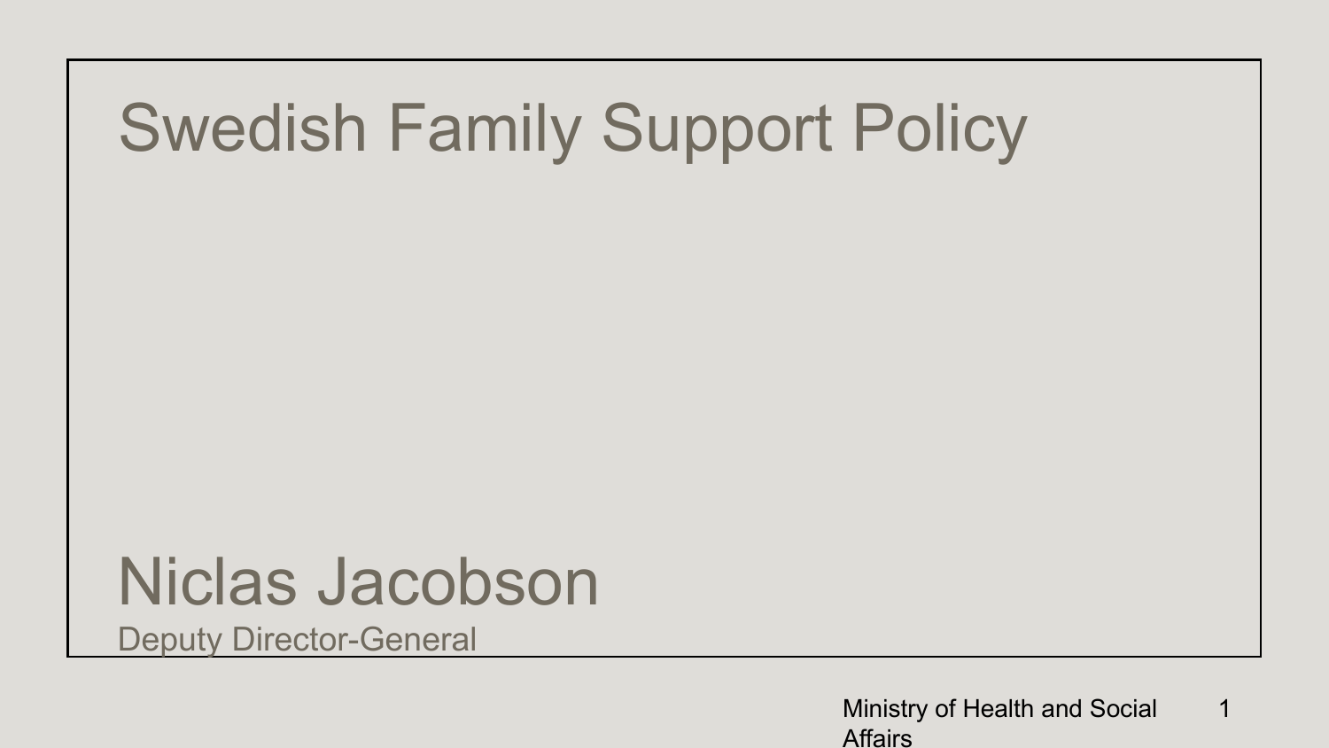# Swedish Family Support Policy

Niclas Jacobson

Deputy Director-General

Ministry of Health and Social Affairs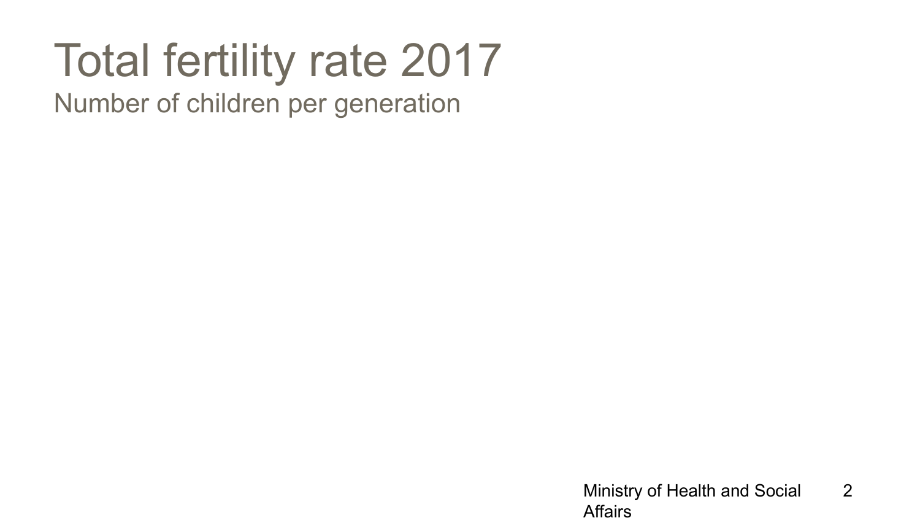# Total fertility rate 2017

Number of children per generation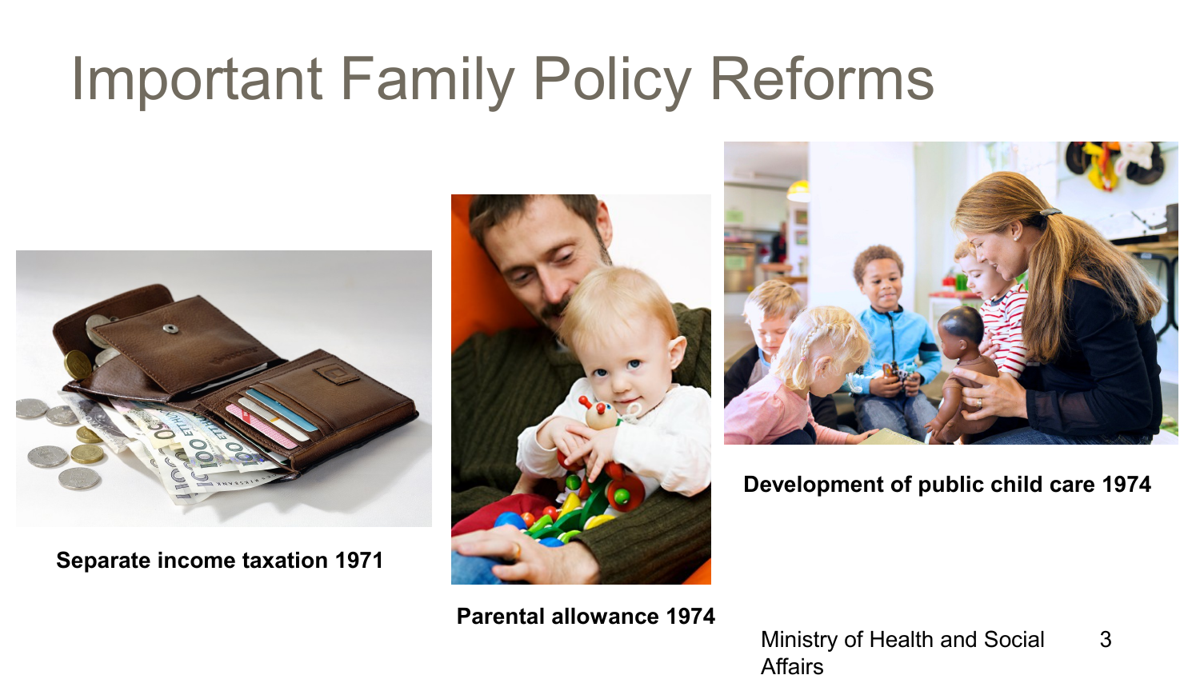# Important Family Policy Reforms

**Separate income taxation 1971**

**Parental allowance 1974**

**Development of public child care 1974**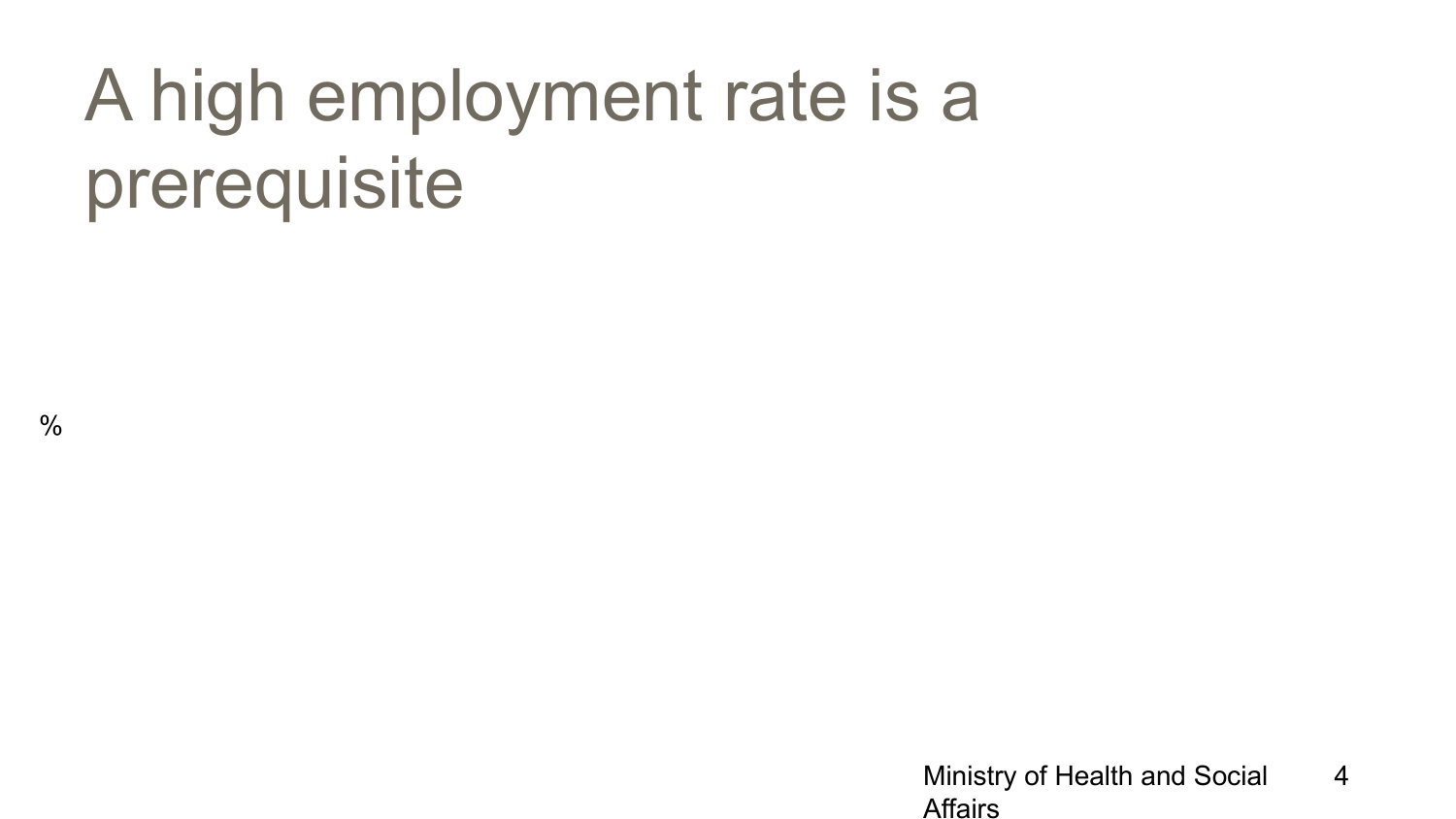# A high employment rate is a prerequisite

%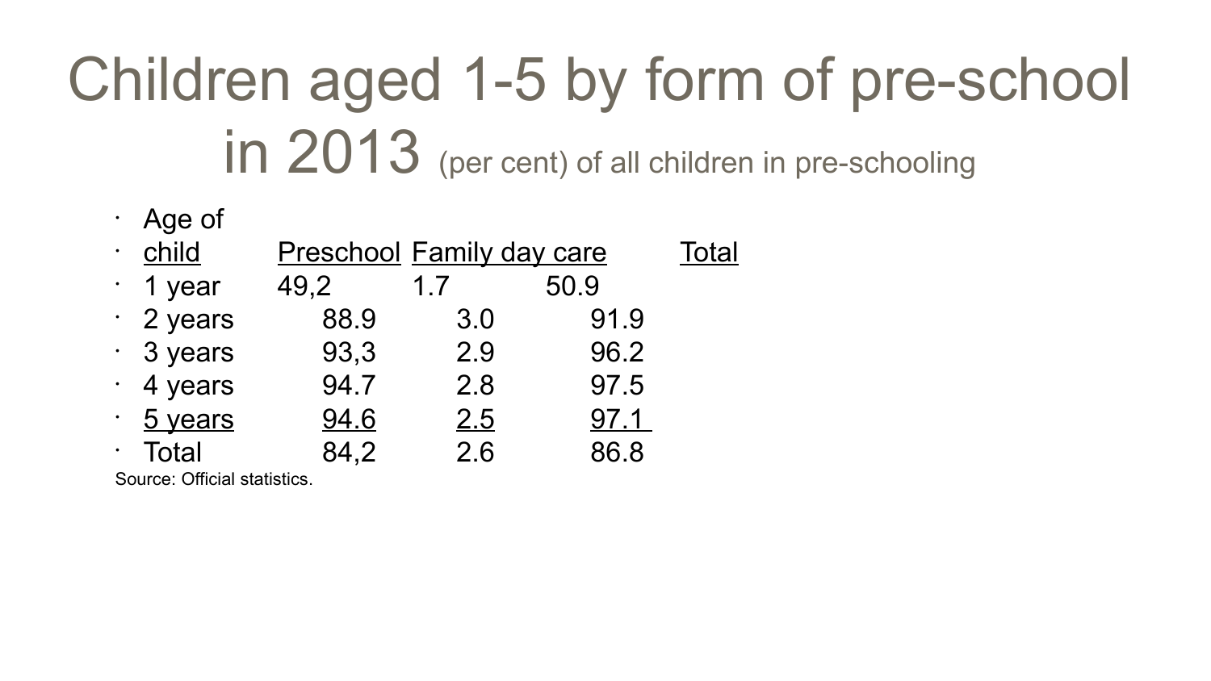# Children aged 1-5 by form of pre-school in 2013 (per cent) of all children in pre-schooling

| Age of child | Preschool | Family day care | Total |
| --- | --- | --- | --- |
| 1 year | 49,2 | 1.7 | 50.9 |
| 2 years | 88.9 | 3.0 | 91.9 |
| 3 years | 93,3 | 2.9 | 96.2 |
| 4 years | 94.7 | 2.8 | 97.5 |
| 5 years | 94.6 | 2.5 | 97.1 |
| Total | 84,2 | 2.6 | 86.8 |

Source: Official statistics.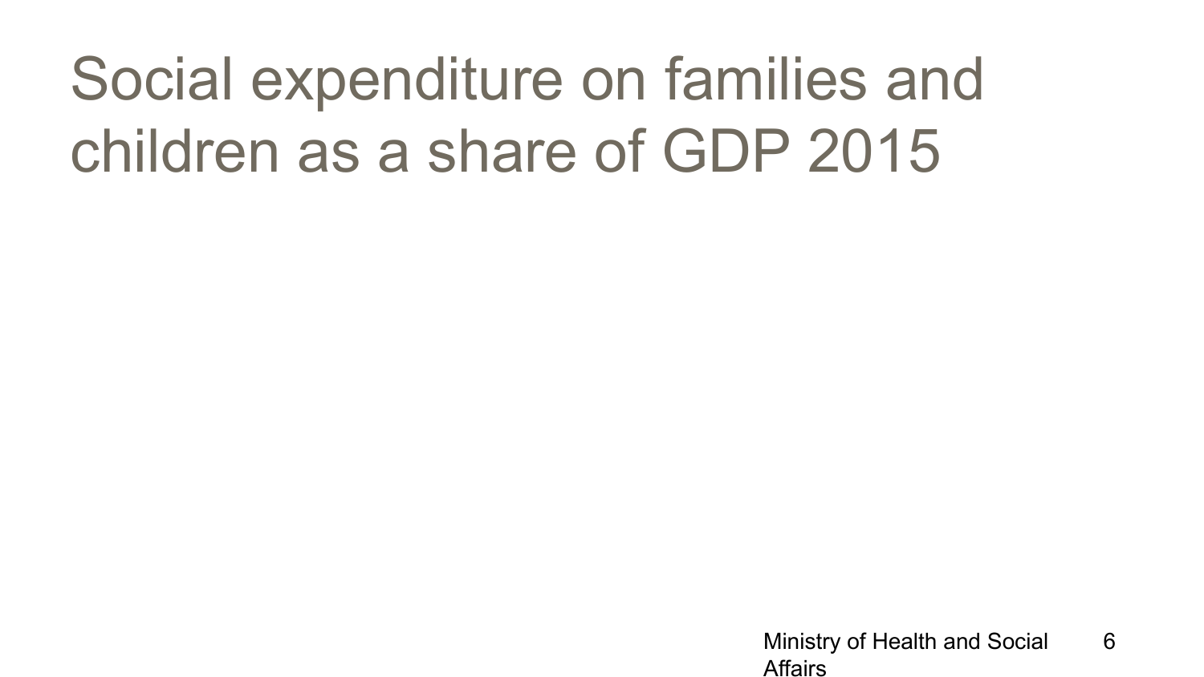# Social expenditure on families and children as a share of GDP 2015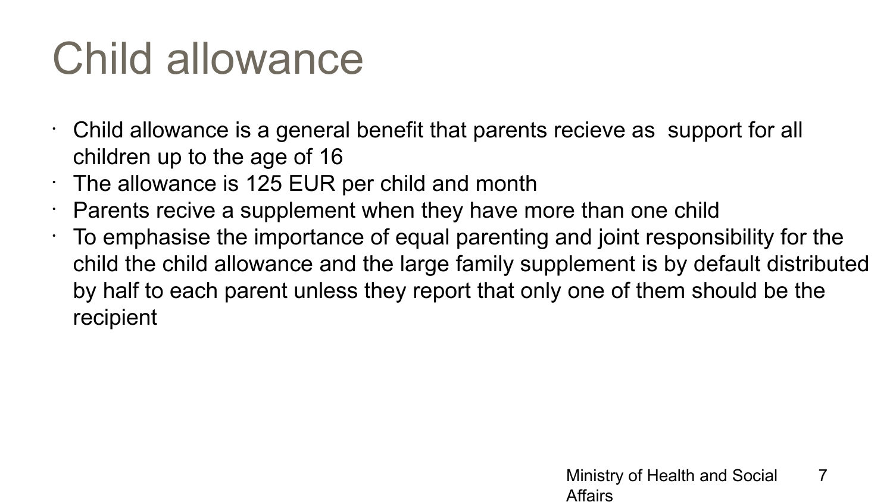# Child allowance

- Child allowance is a general benefit that parents recieve as support for all children up to the age of 16
- The allowance is 125 EUR per child and month
- Parents recive a supplement when they have more than one child
- To emphasise the importance of equal parenting and joint responsibility for the child the child allowance and the large family supplement is by default distributed by half to each parent unless they report that only one of them should be the recipient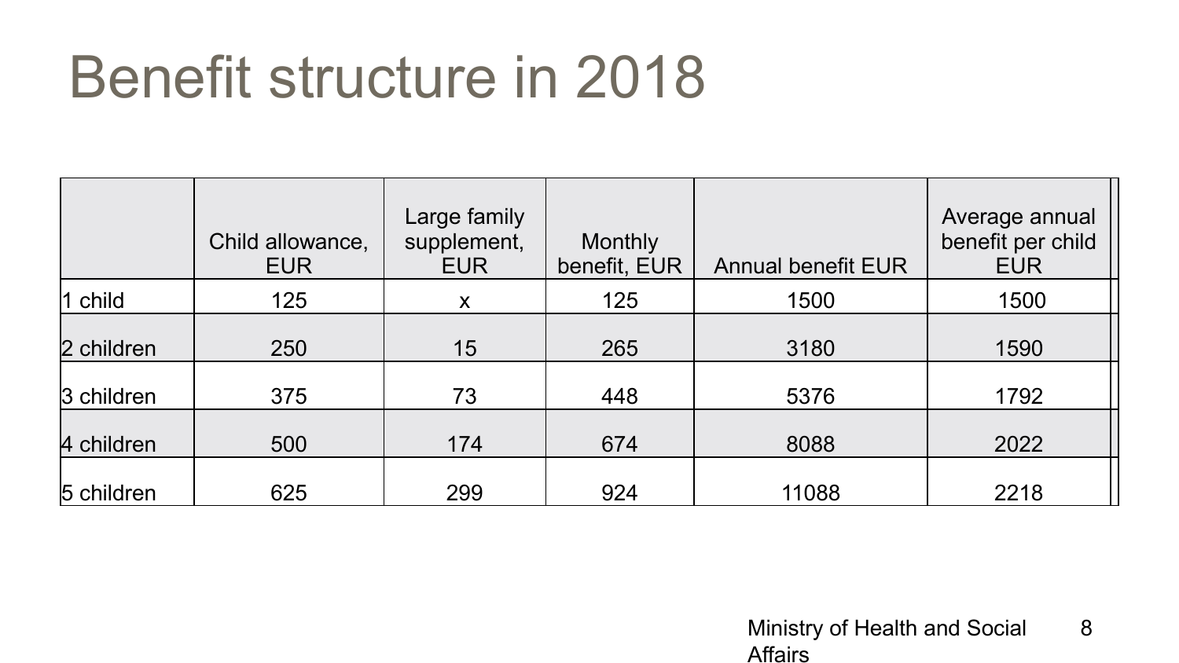# Benefit structure in 2018

| | Child allowance, EUR | Large family supplement, EUR | Monthly benefit, EUR | Annual benefit EUR | Average annual benefit per child EUR |
|---|---|---|---|---|---|
| 1 child | 125 | x | 125 | 1500 | 1500 |
| 2 children | 250 | 15 | 265 | 3180 | 1590 |
| 3 children | 375 | 73 | 448 | 5376 | 1792 |
| 4 children | 500 | 174 | 674 | 8088 | 2022 |
| 5 children | 625 | 299 | 924 | 11088 | 2218 |

Ministry of Health and Social Affairs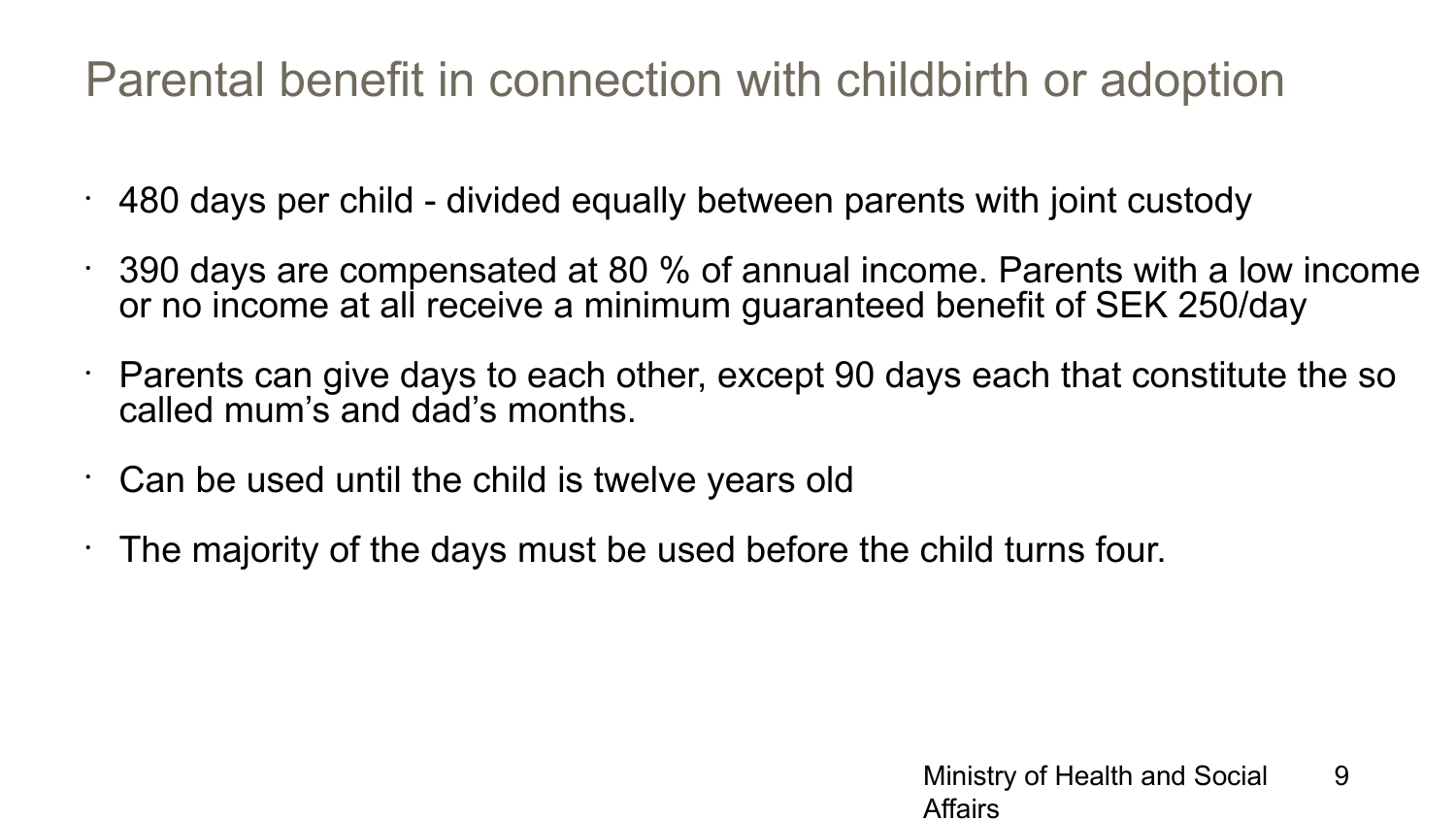# Parental benefit in connection with childbirth or adoption

- 480 days per child - divided equally between parents with joint custody
- 390 days are compensated at 80 % of annual income. Parents with a low income or no income at all receive a minimum guaranteed benefit of SEK 250/day
- Parents can give days to each other, except 90 days each that constitute the so called mum's and dad's months.
- Can be used until the child is twelve years old
- The majority of the days must be used before the child turns four.